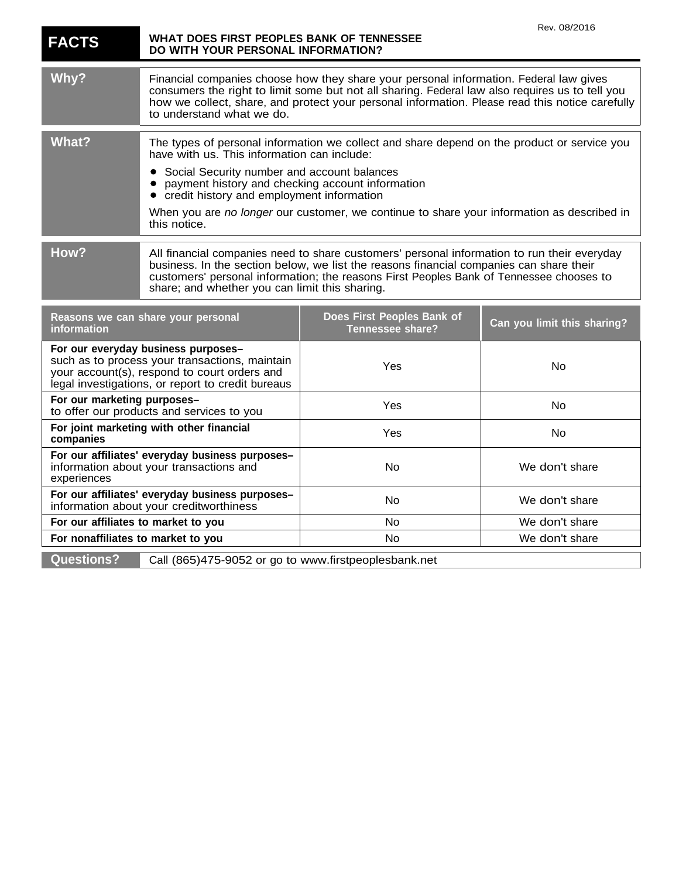Rev. 08/2016

| FACTS | WHAT DOES FIRST PEOPLES BANK OF TENNESSEE DO WITH YOUR PERSONAL INFORMATION? |
|---|---|

| | |
|---|---|
| **Why?** | Financial companies choose how they share your personal information. Federal law gives consumers the right to limit some but not all sharing. Federal law also requires us to tell you how we collect, share, and protect your personal information. Please read this notice carefully to understand what we do. |
| **What?** | The types of personal information we collect and share depend on the product or service you have with us. This information can include:<br>• Social Security number and account balances<br>• payment history and checking account information<br>• credit history and employment information<br><br>When you are *no longer* our customer, we continue to share your information as described in this notice. |
| **How?** | All financial companies need to share customers' personal information to run their everyday business. In the section below, we list the reasons financial companies can share their customers' personal information; the reasons First Peoples Bank of Tennessee chooses to share; and whether you can limit this sharing. |

| Reasons we can share your personal information | Does First Peoples Bank of Tennessee share? | Can you limit this sharing? |
|---|---|---|
| **For our everyday business purposes–** such as to process your transactions, maintain your account(s), respond to court orders and legal investigations, or report to credit bureaus | Yes | No |
| **For our marketing purposes–** to offer our products and services to you | Yes | No |
| **For joint marketing with other financial companies** | Yes | No |
| **For our affiliates' everyday business purposes–** information about your transactions and experiences | No | We don't share |
| **For our affiliates' everyday business purposes–** information about your creditworthiness | No | We don't share |
| **For our affiliates to market to you** | No | We don't share |
| **For nonaffiliates to market to you** | No | We don't share |

| | |
|---|---|
| **Questions?** | Call (865)475-9052 or go to www.firstpeoplesbank.net |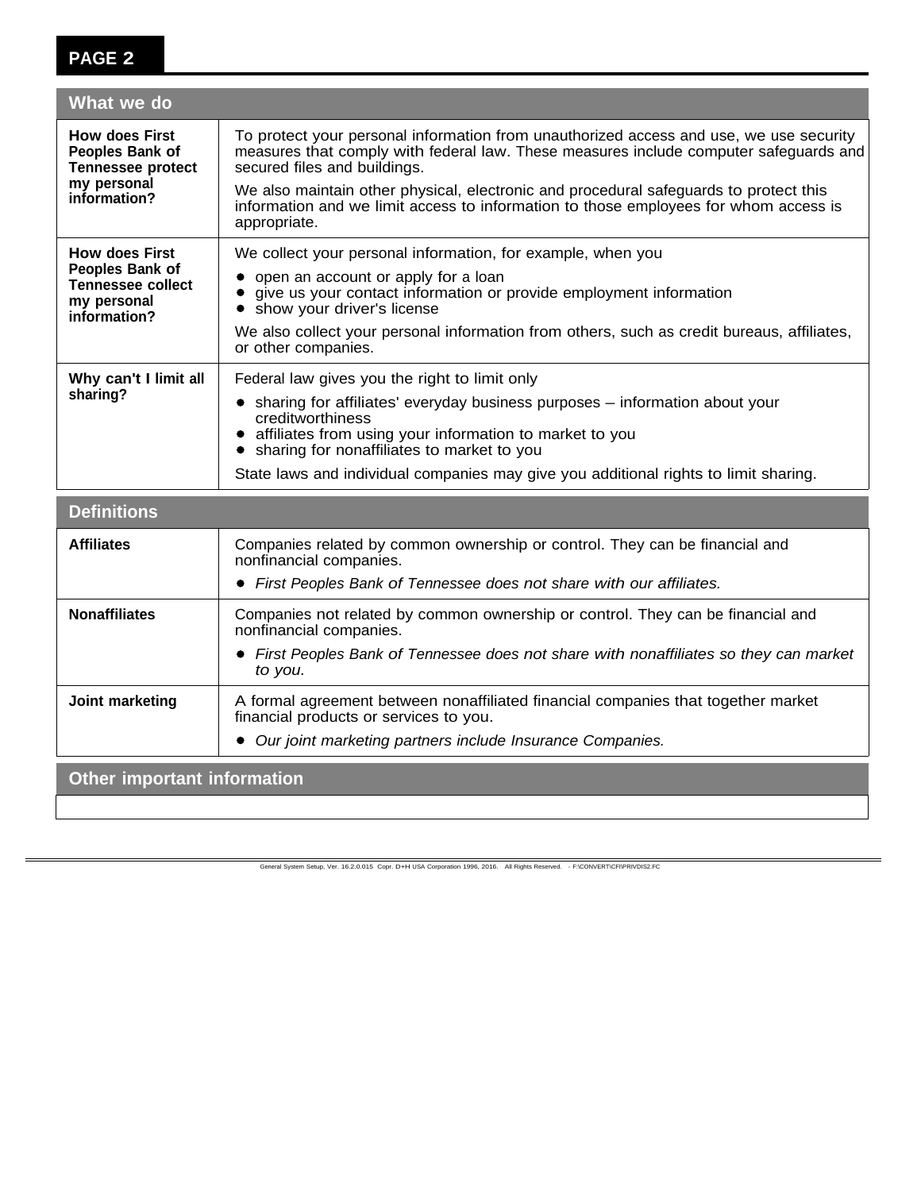## What we do

| | |
|---|---|
| **How does First Peoples Bank of Tennessee protect my personal information?** | To protect your personal information from unauthorized access and use, we use security measures that comply with federal law. These measures include computer safeguards and secured files and buildings.<br><br>We also maintain other physical, electronic and procedural safeguards to protect this information and we limit access to information to those employees for whom access is appropriate. |
| **How does First Peoples Bank of Tennessee collect my personal information?** | We collect your personal information, for example, when you<br>• open an account or apply for a loan<br>• give us your contact information or provide employment information<br>• show your driver's license<br><br>We also collect your personal information from others, such as credit bureaus, affiliates, or other companies. |
| **Why can't I limit all sharing?** | Federal law gives you the right to limit only<br>• sharing for affiliates' everyday business purposes – information about your creditworthiness<br>• affiliates from using your information to market to you<br>• sharing for nonaffiliates to market to you<br><br>State laws and individual companies may give you additional rights to limit sharing. |

## Definitions

| | |
|---|---|
| **Affiliates** | Companies related by common ownership or control. They can be financial and nonfinancial companies.<br>• *First Peoples Bank of Tennessee does not share with our affiliates.* |
| **Nonaffiliates** | Companies not related by common ownership or control. They can be financial and nonfinancial companies.<br>• *First Peoples Bank of Tennessee does not share with nonaffiliates so they can market to you.* |
| **Joint marketing** | A formal agreement between nonaffiliated financial companies that together market financial products or services to you.<br>• *Our joint marketing partners include Insurance Companies.* |

## Other important information

General System Setup, Ver. 16.2.0.015 Copr. D+H USA Corporation 1996, 2016. All Rights Reserved. - F:\CONVERT\CFI\PRIVDIS2.FC